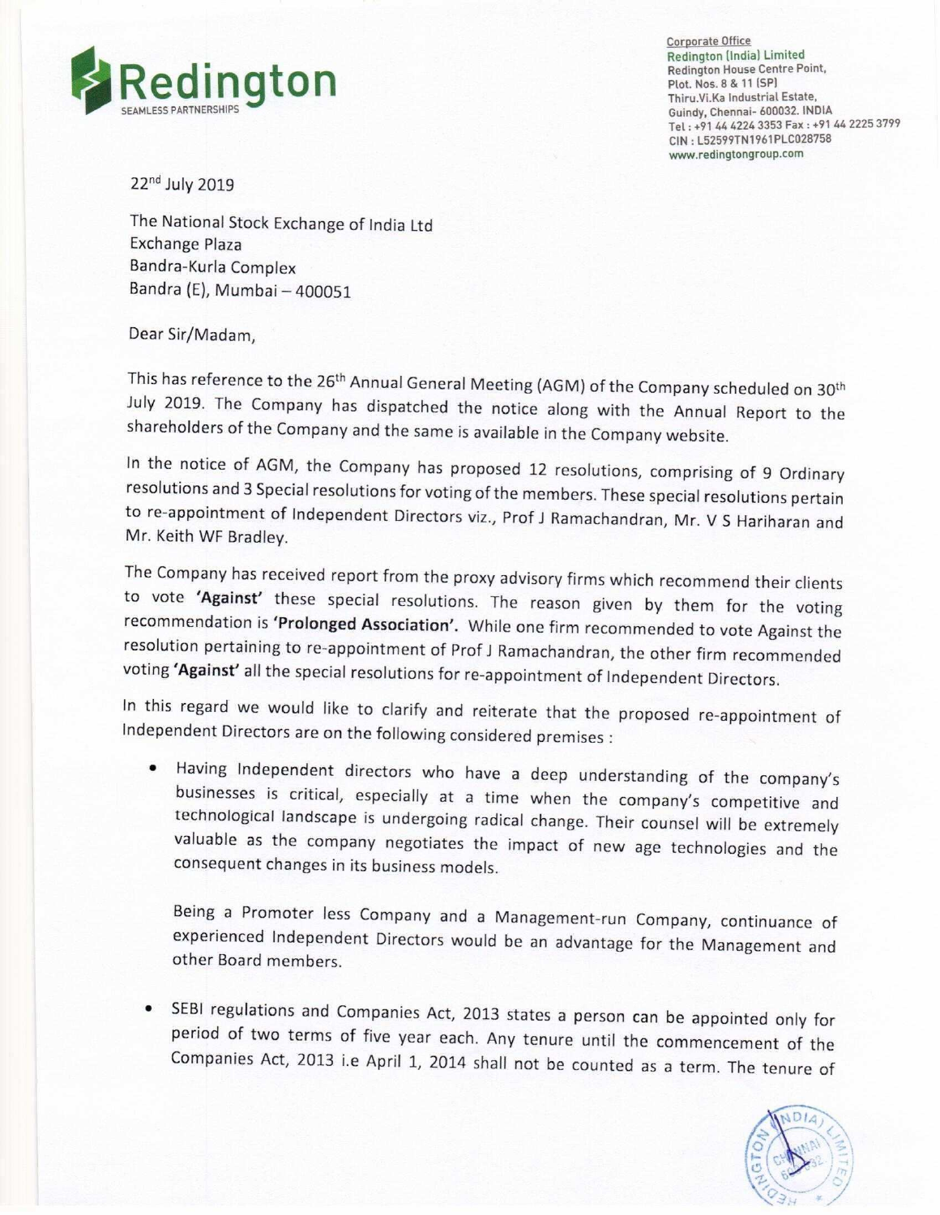**Redington**
SEAMLESS PARTNERSHIPS

Corporate Office
Redington (India) Limited
Redington House Centre Point,
Plot. Nos. 8 & 11 (SP)
Thiru.Vi.Ka Industrial Estate,
Guindy, Chennai- 600032. INDIA
Tel : +91 44 4224 3353 Fax : +91 44 2225 3799
CIN : L52599TN1961PLC028758
www.redingtongroup.com

22nd July 2019

The National Stock Exchange of India Ltd
Exchange Plaza
Bandra-Kurla Complex
Bandra (E), Mumbai – 400051

Dear Sir/Madam,

This has reference to the 26th Annual General Meeting (AGM) of the Company scheduled on 30th July 2019. The Company has dispatched the notice along with the Annual Report to the shareholders of the Company and the same is available in the Company website.

In the notice of AGM, the Company has proposed 12 resolutions, comprising of 9 Ordinary resolutions and 3 Special resolutions for voting of the members. These special resolutions pertain to re-appointment of Independent Directors viz., Prof J Ramachandran, Mr. V S Hariharan and Mr. Keith WF Bradley.

The Company has received report from the proxy advisory firms which recommend their clients to vote **'Against'** these special resolutions. The reason given by them for the voting recommendation is **'Prolonged Association'.** While one firm recommended to vote Against the resolution pertaining to re-appointment of Prof J Ramachandran, the other firm recommended voting **'Against'** all the special resolutions for re-appointment of Independent Directors.

In this regard we would like to clarify and reiterate that the proposed re-appointment of Independent Directors are on the following considered premises :

- Having Independent directors who have a deep understanding of the company's businesses is critical, especially at a time when the company's competitive and technological landscape is undergoing radical change. Their counsel will be extremely valuable as the company negotiates the impact of new age technologies and the consequent changes in its business models.

  Being a Promoter less Company and a Management-run Company, continuance of experienced Independent Directors would be an advantage for the Management and other Board members.

- SEBI regulations and Companies Act, 2013 states a person can be appointed only for period of two terms of five year each. Any tenure until the commencement of the Companies Act, 2013 i.e April 1, 2014 shall not be counted as a term. The tenure of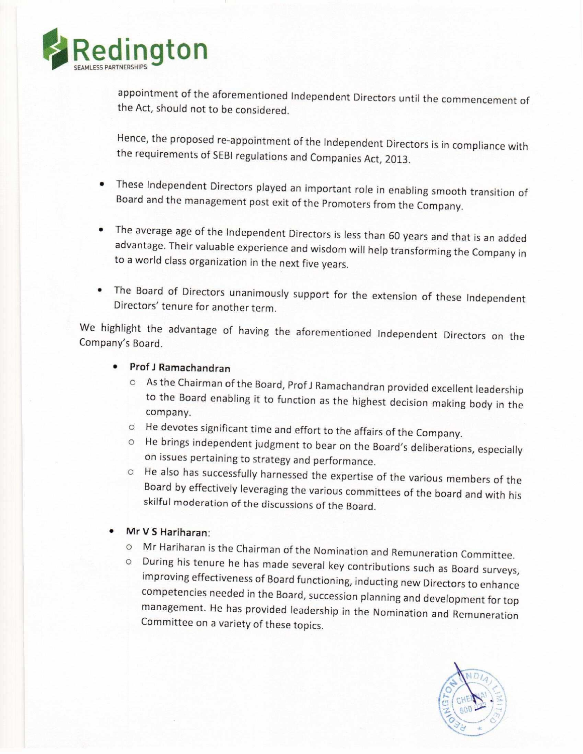appointment of the aforementioned Independent Directors until the commencement of the Act, should not to be considered.

Hence, the proposed re-appointment of the Independent Directors is in compliance with the requirements of SEBI regulations and Companies Act, 2013.

- These Independent Directors played an important role in enabling smooth transition of Board and the management post exit of the Promoters from the Company.
- The average age of the Independent Directors is less than 60 years and that is an added advantage. Their valuable experience and wisdom will help transforming the Company in to a world class organization in the next five years.
- The Board of Directors unanimously support for the extension of these Independent Directors' tenure for another term.

We highlight the advantage of having the aforementioned Independent Directors on the Company's Board.

- **Prof J Ramachandran**
  - As the Chairman of the Board, Prof J Ramachandran provided excellent leadership to the Board enabling it to function as the highest decision making body in the company.
  - He devotes significant time and effort to the affairs of the Company.
  - He brings independent judgment to bear on the Board's deliberations, especially on issues pertaining to strategy and performance.
  - He also has successfully harnessed the expertise of the various members of the Board by effectively leveraging the various committees of the board and with his skilful moderation of the discussions of the Board.
- **Mr V S Hariharan**:
  - Mr Hariharan is the Chairman of the Nomination and Remuneration Committee.
  - During his tenure he has made several key contributions such as Board surveys, improving effectiveness of Board functioning, inducting new Directors to enhance competencies needed in the Board, succession planning and development for top management. He has provided leadership in the Nomination and Remuneration Committee on a variety of these topics.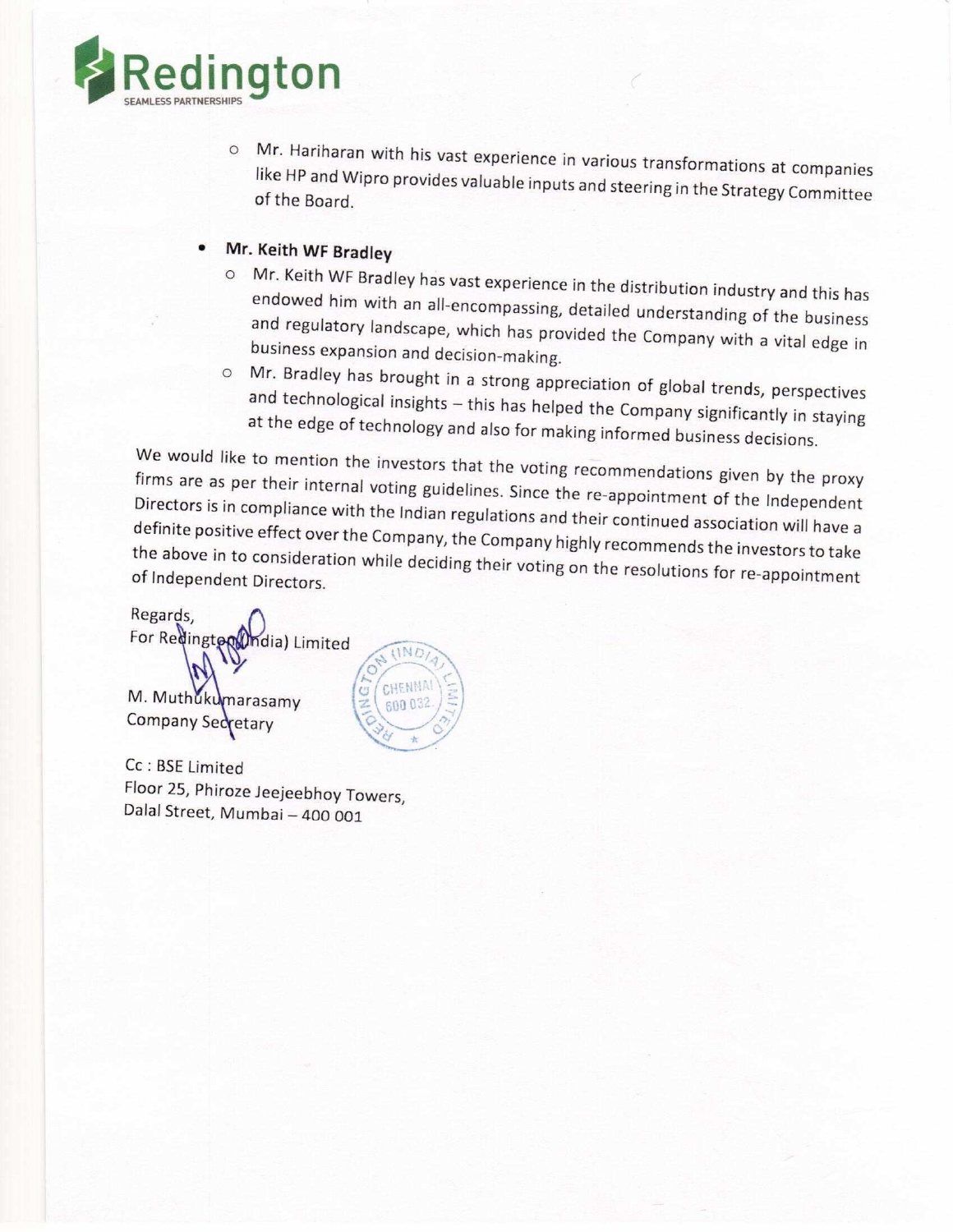- Mr. Hariharan with his vast experience in various transformations at companies like HP and Wipro provides valuable inputs and steering in the Strategy Committee of the Board.

- **Mr. Keith WF Bradley**
  - Mr. Keith WF Bradley has vast experience in the distribution industry and this has endowed him with an all-encompassing, detailed understanding of the business and regulatory landscape, which has provided the Company with a vital edge in business expansion and decision-making.
  - Mr. Bradley has brought in a strong appreciation of global trends, perspectives and technological insights – this has helped the Company significantly in staying at the edge of technology and also for making informed business decisions.

We would like to mention the investors that the voting recommendations given by the proxy firms are as per their internal voting guidelines. Since the re-appointment of the Independent Directors is in compliance with the Indian regulations and their continued association will have a definite positive effect over the Company, the Company highly recommends the investors to take the above in to consideration while deciding their voting on the resolutions for re-appointment of Independent Directors.

Regards,
For Redington (India) Limited

M. Muthukumarasamy
Company Secretary

Cc : BSE Limited
Floor 25, Phiroze Jeejeebhoy Towers,
Dalal Street, Mumbai – 400 001